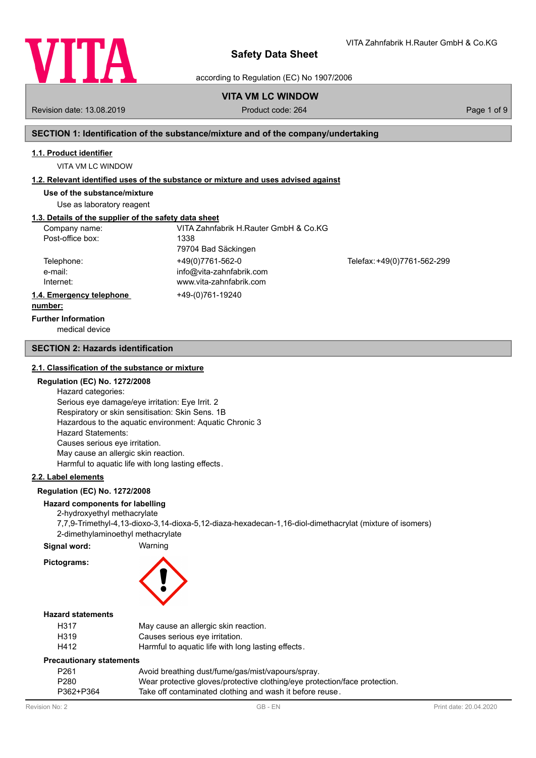# Safety Data Sheet

according to Regulation (EC) No 1907/2006

## VITA VM LC WINDOW

Revision date: 13.08.2019 Product code: 264

## SECTION 1: Identification of the substance/mixture and of the company/undertaking

### 1.1. Product identifier

VITA VM LC WINDOW

### 1.2. Relevant identified uses of the substance or mixture and uses advised against

**Use of the substance/mixture**

Use as laboratory reagent

### 1.3. Details of the supplier of the safety data sheet

| | | |
|---|---|---|
| Company name: | VITA Zahnfabrik H.Rauter GmbH & Co.KG | |
| Post-office box: | 1338 | |
| | 79704 Bad Säckingen | |
| Telephone: | +49(0)7761-562-0 | Telefax: +49(0)7761-562-299 |
| e-mail: | info@vita-zahnfabrik.com | |
| Internet: | www.vita-zahnfabrik.com | |

### 1.4. Emergency telephone number:

+49-(0)761-19240

**Further Information**

medical device

## SECTION 2: Hazards identification

### 2.1. Classification of the substance or mixture

**Regulation (EC) No. 1272/2008**

Hazard categories:
Serious eye damage/eye irritation: Eye Irrit. 2
Respiratory or skin sensitisation: Skin Sens. 1B
Hazardous to the aquatic environment: Aquatic Chronic 3
Hazard Statements:
Causes serious eye irritation.
May cause an allergic skin reaction.
Harmful to aquatic life with long lasting effects.

### 2.2. Label elements

**Regulation (EC) No. 1272/2008**

**Hazard components for labelling**

2-hydroxyethyl methacrylate
7,7,9-Trimethyl-4,13-dioxo-3,14-dioxa-5,12-diaza-hexadecan-1,16-diol-dimethacrylat (mixture of isomers)
2-dimethylaminoethyl methacrylate

**Signal word:** Warning

**Pictograms:**

**Hazard statements**

| | |
|---|---|
| H317 | May cause an allergic skin reaction. |
| H319 | Causes serious eye irritation. |
| H412 | Harmful to aquatic life with long lasting effects. |

**Precautionary statements**

| | |
|---|---|
| P261 | Avoid breathing dust/fume/gas/mist/vapours/spray. |
| P280 | Wear protective gloves/protective clothing/eye protection/face protection. |
| P362+P364 | Take off contaminated clothing and wash it before reuse. |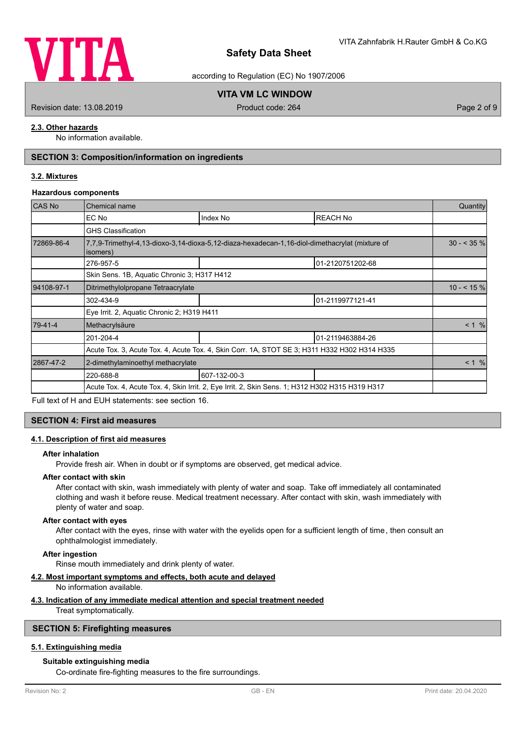### 2.3. Other hazards

No information available.

## SECTION 3: Composition/information on ingredients

### 3.2. Mixtures

**Hazardous components**

| CAS No | Chemical name | | | Quantity |
|---|---|---|---|---|
| | EC No | Index No | REACH No | |
| | GHS Classification | | | |
| 72869-86-4 | 7,7,9-Trimethyl-4,13-dioxo-3,14-dioxa-5,12-diaza-hexadecan-1,16-diol-dimethacrylat (mixture of isomers) | | | 30 - < 35 % |
| | 276-957-5 | | 01-2120751202-68 | |
| | Skin Sens. 1B, Aquatic Chronic 3; H317 H412 | | | |
| 94108-97-1 | Ditrimethylolpropane Tetraacrylate | | | 10 - < 15 % |
| | 302-434-9 | | 01-2119977121-41 | |
| | Eye Irrit. 2, Aquatic Chronic 2; H319 H411 | | | |
| 79-41-4 | Methacrylsäure | | | < 1 % |
| | 201-204-4 | | 01-2119463884-26 | |
| | Acute Tox. 3, Acute Tox. 4, Acute Tox. 4, Skin Corr. 1A, STOT SE 3; H311 H332 H302 H314 H335 | | | |
| 2867-47-2 | 2-dimethylaminoethyl methacrylate | | | < 1 % |
| | 220-688-8 | 607-132-00-3 | | |
| | Acute Tox. 4, Acute Tox. 4, Skin Irrit. 2, Eye Irrit. 2, Skin Sens. 1; H312 H302 H315 H319 H317 | | | |

Full text of H and EUH statements: see section 16.

## SECTION 4: First aid measures

### 4.1. Description of first aid measures

**After inhalation**

Provide fresh air. When in doubt or if symptoms are observed, get medical advice.

**After contact with skin**

After contact with skin, wash immediately with plenty of water and soap. Take off immediately all contaminated clothing and wash it before reuse. Medical treatment necessary. After contact with skin, wash immediately with plenty of water and soap.

**After contact with eyes**

After contact with the eyes, rinse with water with the eyelids open for a sufficient length of time, then consult an ophthalmologist immediately.

**After ingestion**

Rinse mouth immediately and drink plenty of water.

### 4.2. Most important symptoms and effects, both acute and delayed

No information available.

### 4.3. Indication of any immediate medical attention and special treatment needed

Treat symptomatically.

## SECTION 5: Firefighting measures

### 5.1. Extinguishing media

**Suitable extinguishing media**

Co-ordinate fire-fighting measures to the fire surroundings.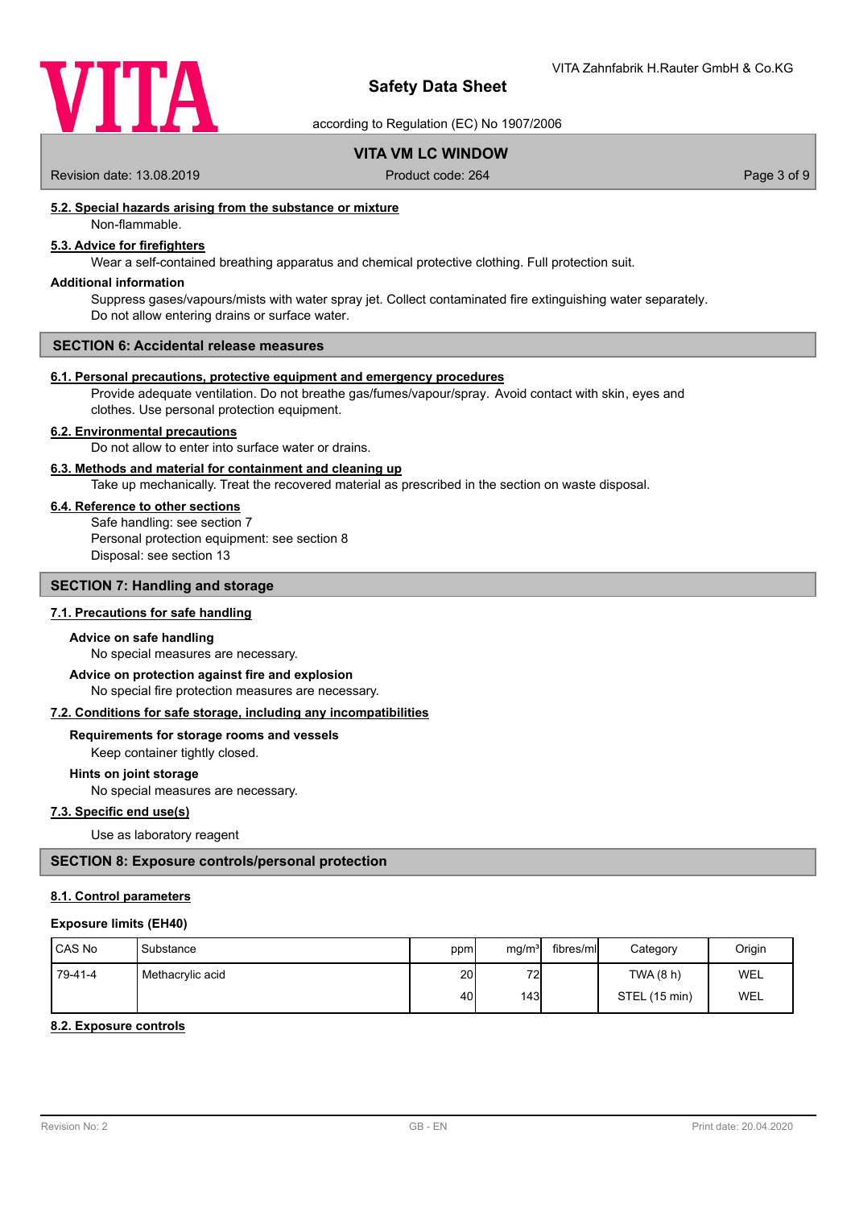#### 5.2. Special hazards arising from the substance or mixture

Non-flammable.

#### 5.3. Advice for firefighters

Wear a self-contained breathing apparatus and chemical protective clothing. Full protection suit.

**Additional information**

Suppress gases/vapours/mists with water spray jet. Collect contaminated fire extinguishing water separately. Do not allow entering drains or surface water.

## SECTION 6: Accidental release measures

#### 6.1. Personal precautions, protective equipment and emergency procedures

Provide adequate ventilation. Do not breathe gas/fumes/vapour/spray. Avoid contact with skin, eyes and clothes. Use personal protection equipment.

#### 6.2. Environmental precautions

Do not allow to enter into surface water or drains.

#### 6.3. Methods and material for containment and cleaning up

Take up mechanically. Treat the recovered material as prescribed in the section on waste disposal.

#### 6.4. Reference to other sections

Safe handling: see section 7
Personal protection equipment: see section 8
Disposal: see section 13

## SECTION 7: Handling and storage

#### 7.1. Precautions for safe handling

**Advice on safe handling**

No special measures are necessary.

**Advice on protection against fire and explosion**

No special fire protection measures are necessary.

#### 7.2. Conditions for safe storage, including any incompatibilities

**Requirements for storage rooms and vessels**

Keep container tightly closed.

**Hints on joint storage**

No special measures are necessary.

#### 7.3. Specific end use(s)

Use as laboratory reagent

## SECTION 8: Exposure controls/personal protection

#### 8.1. Control parameters

**Exposure limits (EH40)**

| CAS No | Substance | ppm | mg/m³ | fibres/ml | Category | Origin |
|---|---|---|---|---|---|---|
| 79-41-4 | Methacrylic acid | 20 | 72 | | TWA (8 h) | WEL |
| | | 40 | 143 | | STEL (15 min) | WEL |

#### 8.2. Exposure controls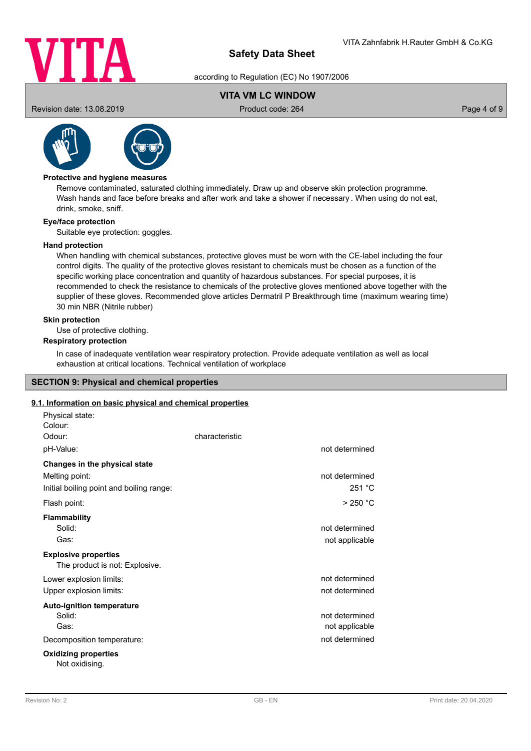**Protective and hygiene measures**

Remove contaminated, saturated clothing immediately. Draw up and observe skin protection programme. Wash hands and face before breaks and after work and take a shower if necessary . When using do not eat, drink, smoke, sniff.

**Eye/face protection**

Suitable eye protection: goggles.

**Hand protection**

When handling with chemical substances, protective gloves must be worn with the CE-label including the four control digits. The quality of the protective gloves resistant to chemicals must be chosen as a function of the specific working place concentration and quantity of hazardous substances. For special purposes, it is recommended to check the resistance to chemicals of the protective gloves mentioned above together with the supplier of these gloves. Recommended glove articles Dermatril P Breakthrough time (maximum wearing time) 30 min NBR (Nitrile rubber)

**Skin protection**

Use of protective clothing.

**Respiratory protection**

In case of inadequate ventilation wear respiratory protection. Provide adequate ventilation as well as local exhaustion at critical locations. Technical ventilation of workplace

## SECTION 9: Physical and chemical properties

### 9.1. Information on basic physical and chemical properties

| | | |
|---|---|---|
| Physical state: | | |
| Colour: | | |
| Odour: | characteristic | |
| pH-Value: | | not determined |
| **Changes in the physical state** | | |
| Melting point: | | not determined |
| Initial boiling point and boiling range: | | 251 °C |
| Flash point: | | > 250 °C |
| **Flammability** | | |
| Solid: | | not determined |
| Gas: | | not applicable |
| **Explosive properties** | | |
| The product is not: Explosive. | | |
| Lower explosion limits: | | not determined |
| Upper explosion limits: | | not determined |
| **Auto-ignition temperature** | | |
| Solid: | | not determined |
| Gas: | | not applicable |
| Decomposition temperature: | | not determined |
| **Oxidizing properties** | | |
| Not oxidising. | | |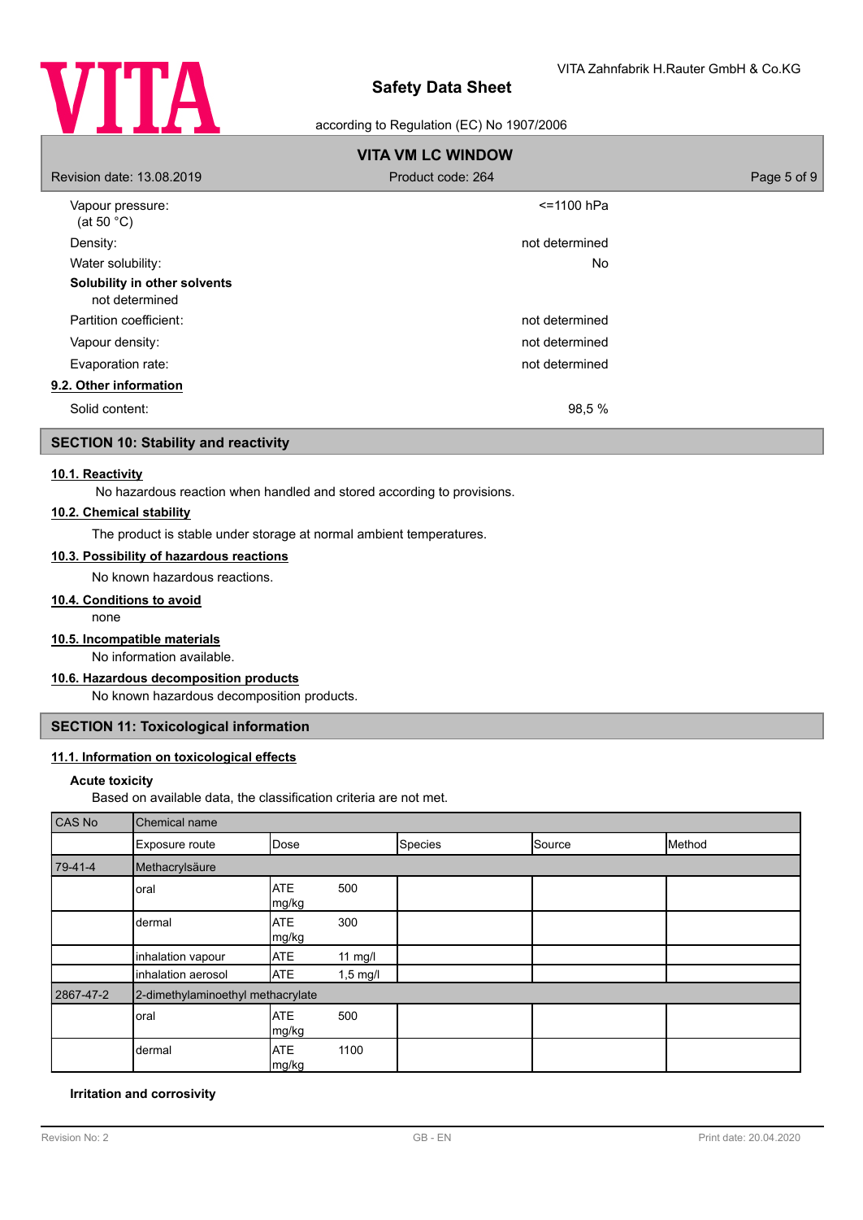Vapour pressure: (at 50 °C) <=1100 hPa

Density: not determined

Water solubility: No

**Solubility in other solvents**

not determined

Partition coefficient: not determined

Vapour density: not determined

Evaporation rate: not determined

**9.2. Other information**

Solid content: 98,5 %

## SECTION 10: Stability and reactivity

**10.1. Reactivity**

No hazardous reaction when handled and stored according to provisions.

**10.2. Chemical stability**

The product is stable under storage at normal ambient temperatures.

**10.3. Possibility of hazardous reactions**

No known hazardous reactions.

**10.4. Conditions to avoid**

none

**10.5. Incompatible materials**

No information available.

**10.6. Hazardous decomposition products**

No known hazardous decomposition products.

## SECTION 11: Toxicological information

**11.1. Information on toxicological effects**

**Acute toxicity**

Based on available data, the classification criteria are not met.

| CAS No | Chemical name | | | | |
|---|---|---|---|---|---|
| | Exposure route | Dose | Species | Source | Method |
| 79-41-4 | Methacrylsäure | | | | |
| | oral | ATE 500 mg/kg | | | |
| | dermal | ATE 300 mg/kg | | | |
| | inhalation vapour | ATE 11 mg/l | | | |
| | inhalation aerosol | ATE 1,5 mg/l | | | |
| 2867-47-2 | 2-dimethylaminoethyl methacrylate | | | | |
| | oral | ATE 500 mg/kg | | | |
| | dermal | ATE 1100 mg/kg | | | |

**Irritation and corrosivity**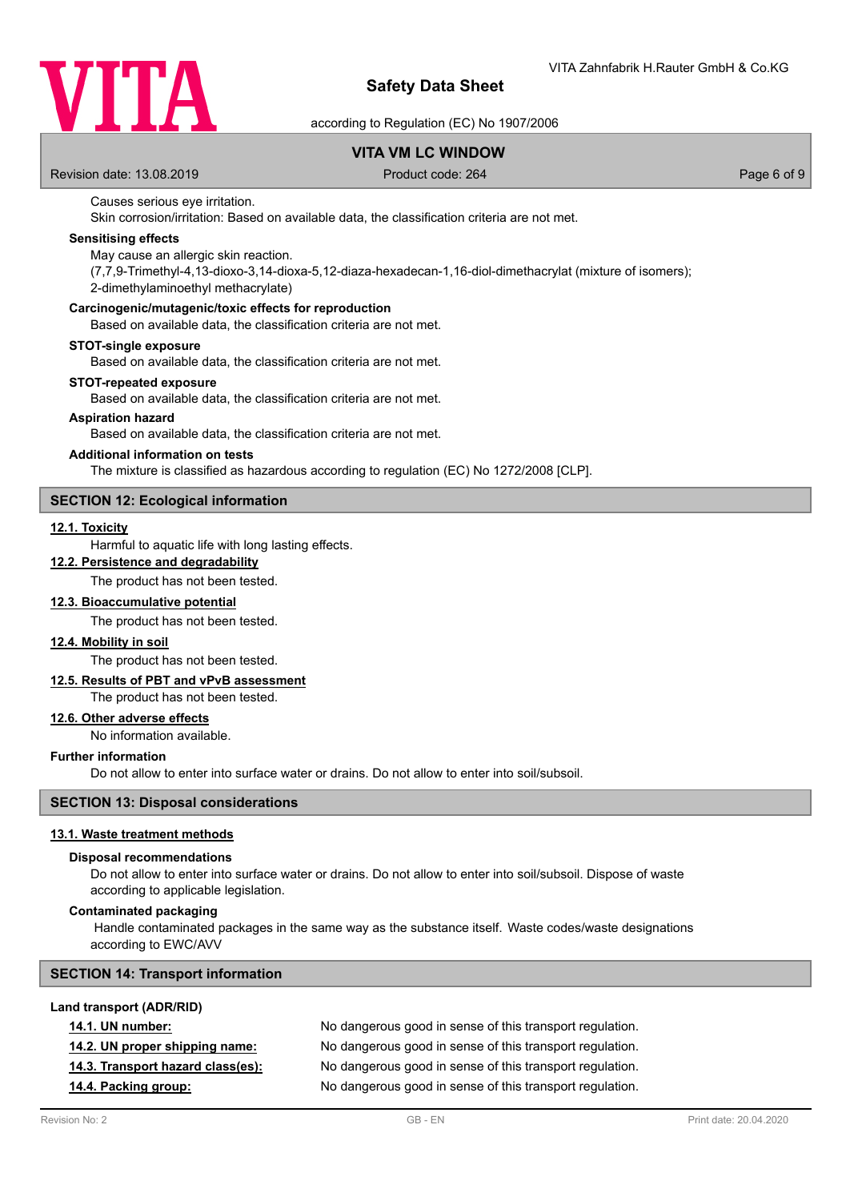Causes serious eye irritation.
Skin corrosion/irritation: Based on available data, the classification criteria are not met.

**Sensitising effects**

May cause an allergic skin reaction.
(7,7,9-Trimethyl-4,13-dioxo-3,14-dioxa-5,12-diaza-hexadecan-1,16-diol-dimethacrylat (mixture of isomers); 2-dimethylaminoethyl methacrylate)

**Carcinogenic/mutagenic/toxic effects for reproduction**

Based on available data, the classification criteria are not met.

**STOT-single exposure**

Based on available data, the classification criteria are not met.

**STOT-repeated exposure**

Based on available data, the classification criteria are not met.

**Aspiration hazard**

Based on available data, the classification criteria are not met.

**Additional information on tests**

The mixture is classified as hazardous according to regulation (EC) No 1272/2008 [CLP].

## SECTION 12: Ecological information

### 12.1. Toxicity

Harmful to aquatic life with long lasting effects.

### 12.2. Persistence and degradability

The product has not been tested.

### 12.3. Bioaccumulative potential

The product has not been tested.

### 12.4. Mobility in soil

The product has not been tested.

### 12.5. Results of PBT and vPvB assessment

The product has not been tested.

### 12.6. Other adverse effects

No information available.

**Further information**

Do not allow to enter into surface water or drains. Do not allow to enter into soil/subsoil.

## SECTION 13: Disposal considerations

### 13.1. Waste treatment methods

**Disposal recommendations**

Do not allow to enter into surface water or drains. Do not allow to enter into soil/subsoil. Dispose of waste according to applicable legislation.

**Contaminated packaging**

Handle contaminated packages in the same way as the substance itself. Waste codes/waste designations according to EWC/AVV

## SECTION 14: Transport information

**Land transport (ADR/RID)**

| | |
|---|---|
| **14.1. UN number:** | No dangerous good in sense of this transport regulation. |
| **14.2. UN proper shipping name:** | No dangerous good in sense of this transport regulation. |
| **14.3. Transport hazard class(es):** | No dangerous good in sense of this transport regulation. |
| **14.4. Packing group:** | No dangerous good in sense of this transport regulation. |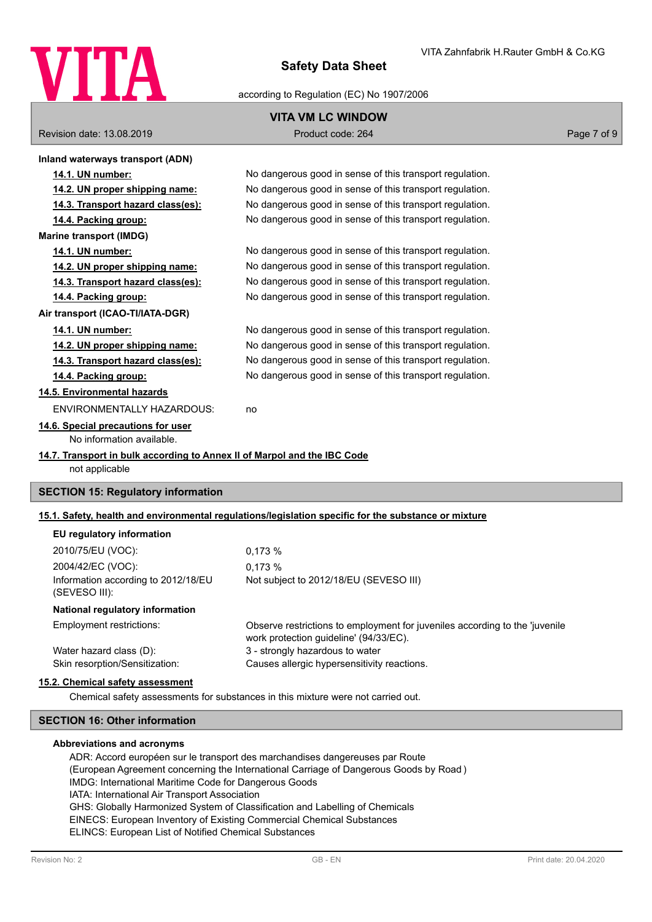**Inland waterways transport (ADN)**

| | |
|---|---|
| **14.1. UN number:** | No dangerous good in sense of this transport regulation. |
| **14.2. UN proper shipping name:** | No dangerous good in sense of this transport regulation. |
| **14.3. Transport hazard class(es):** | No dangerous good in sense of this transport regulation. |
| **14.4. Packing group:** | No dangerous good in sense of this transport regulation. |

**Marine transport (IMDG)**

| | |
|---|---|
| **14.1. UN number:** | No dangerous good in sense of this transport regulation. |
| **14.2. UN proper shipping name:** | No dangerous good in sense of this transport regulation. |
| **14.3. Transport hazard class(es):** | No dangerous good in sense of this transport regulation. |
| **14.4. Packing group:** | No dangerous good in sense of this transport regulation. |

**Air transport (ICAO-TI/IATA-DGR)**

| | |
|---|---|
| **14.1. UN number:** | No dangerous good in sense of this transport regulation. |
| **14.2. UN proper shipping name:** | No dangerous good in sense of this transport regulation. |
| **14.3. Transport hazard class(es):** | No dangerous good in sense of this transport regulation. |
| **14.4. Packing group:** | No dangerous good in sense of this transport regulation. |

**14.5. Environmental hazards**

ENVIRONMENTALLY HAZARDOUS: no

**14.6. Special precautions for user**

No information available.

**14.7. Transport in bulk according to Annex II of Marpol and the IBC Code**

not applicable

## SECTION 15: Regulatory information

**15.1. Safety, health and environmental regulations/legislation specific for the substance or mixture**

**EU regulatory information**

| | |
|---|---|
| 2010/75/EU (VOC): | 0,173 % |
| 2004/42/EC (VOC): | 0,173 % |
| Information according to 2012/18/EU (SEVESO III): | Not subject to 2012/18/EU (SEVESO III) |

**National regulatory information**

| | |
|---|---|
| Employment restrictions: | Observe restrictions to employment for juveniles according to the 'juvenile work protection guideline' (94/33/EC). |
| Water hazard class (D): | 3 - strongly hazardous to water |
| Skin resorption/Sensitization: | Causes allergic hypersensitivity reactions. |

**15.2. Chemical safety assessment**

Chemical safety assessments for substances in this mixture were not carried out.

## SECTION 16: Other information

**Abbreviations and acronyms**

ADR: Accord européen sur le transport des marchandises dangereuses par Route
(European Agreement concerning the International Carriage of Dangerous Goods by Road )
IMDG: International Maritime Code for Dangerous Goods
IATA: International Air Transport Association
GHS: Globally Harmonized System of Classification and Labelling of Chemicals
EINECS: European Inventory of Existing Commercial Chemical Substances
ELINCS: European List of Notified Chemical Substances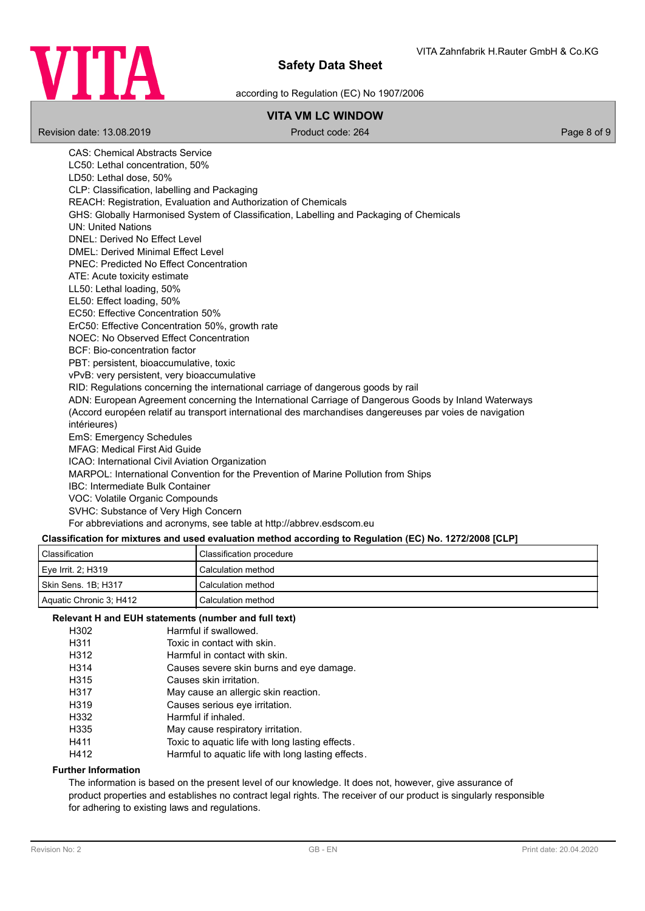CAS: Chemical Abstracts Service
LC50: Lethal concentration, 50%
LD50: Lethal dose, 50%
CLP: Classification, labelling and Packaging
REACH: Registration, Evaluation and Authorization of Chemicals
GHS: Globally Harmonised System of Classification, Labelling and Packaging of Chemicals
UN: United Nations
DNEL: Derived No Effect Level
DMEL: Derived Minimal Effect Level
PNEC: Predicted No Effect Concentration
ATE: Acute toxicity estimate
LL50: Lethal loading, 50%
EL50: Effect loading, 50%
EC50: Effective Concentration 50%
ErC50: Effective Concentration 50%, growth rate
NOEC: No Observed Effect Concentration
BCF: Bio-concentration factor
PBT: persistent, bioaccumulative, toxic
vPvB: very persistent, very bioaccumulative
RID: Regulations concerning the international carriage of dangerous goods by rail
ADN: European Agreement concerning the International Carriage of Dangerous Goods by Inland Waterways (Accord européen relatif au transport international des marchandises dangereuses par voies de navigation intérieures)
EmS: Emergency Schedules
MFAG: Medical First Aid Guide
ICAO: International Civil Aviation Organization
MARPOL: International Convention for the Prevention of Marine Pollution from Ships
IBC: Intermediate Bulk Container
VOC: Volatile Organic Compounds
SVHC: Substance of Very High Concern
For abbreviations and acronyms, see table at http://abbrev.esdscom.eu

**Classification for mixtures and used evaluation method according to Regulation (EC) No. 1272/2008 [CLP]**

| Classification | Classification procedure |
|---|---|
| Eye Irrit. 2; H319 | Calculation method |
| Skin Sens. 1B; H317 | Calculation method |
| Aquatic Chronic 3; H412 | Calculation method |

**Relevant H and EUH statements (number and full text)**

| | |
|---|---|
| H302 | Harmful if swallowed. |
| H311 | Toxic in contact with skin. |
| H312 | Harmful in contact with skin. |
| H314 | Causes severe skin burns and eye damage. |
| H315 | Causes skin irritation. |
| H317 | May cause an allergic skin reaction. |
| H319 | Causes serious eye irritation. |
| H332 | Harmful if inhaled. |
| H335 | May cause respiratory irritation. |
| H411 | Toxic to aquatic life with long lasting effects. |
| H412 | Harmful to aquatic life with long lasting effects. |

**Further Information**

The information is based on the present level of our knowledge. It does not, however, give assurance of product properties and establishes no contract legal rights. The receiver of our product is singularly responsible for adhering to existing laws and regulations.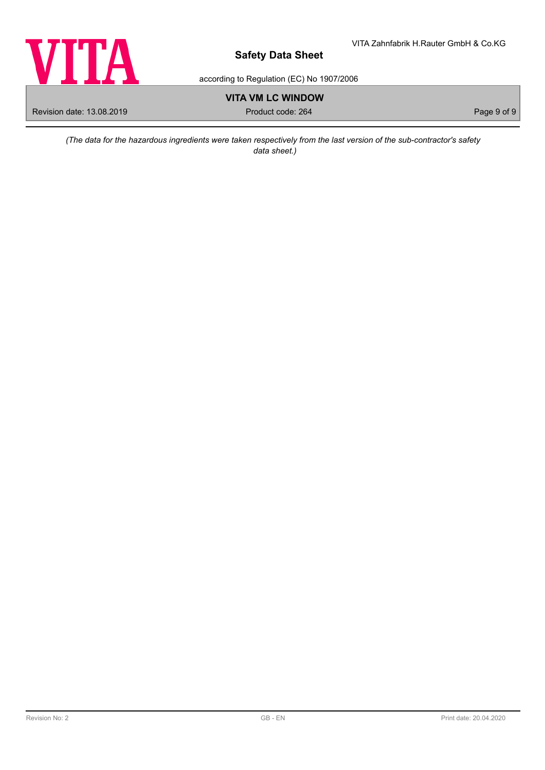*(The data for the hazardous ingredients were taken respectively from the last version of the sub-contractor's safety data sheet.)*